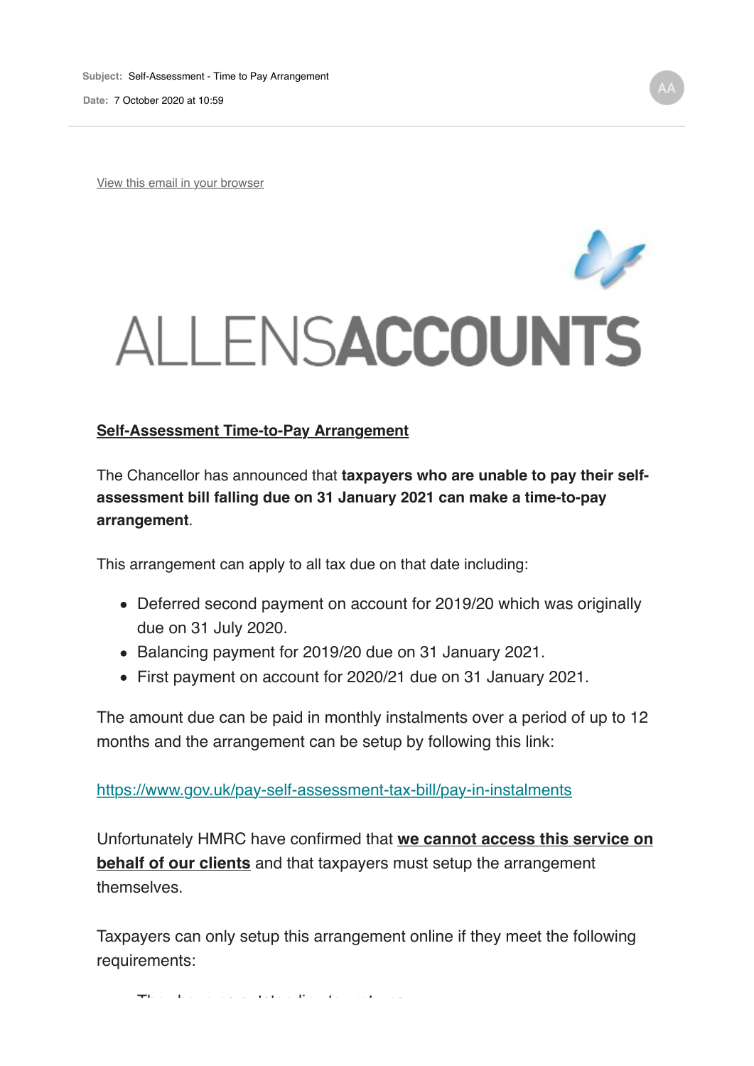**Subject:** Self-Assessment - Time to Pay Arrangement

**Date:** 7 October 2020 at 10:59

View this email in your browser

ALLENSACCOUNTS

## Self-Assessment Time-to-Pay Arrangement

The Chancellor has announced that **taxpayers who are unable to pay their self-assessment bill falling due on 31 January 2021 can make a time-to-pay arrangement**.

This arrangement can apply to all tax due on that date including:

- Deferred second payment on account for 2019/20 which was originally due on 31 July 2020.
- Balancing payment for 2019/20 due on 31 January 2021.
- First payment on account for 2020/21 due on 31 January 2021.

The amount due can be paid in monthly instalments over a period of up to 12 months and the arrangement can be setup by following this link:

https://www.gov.uk/pay-self-assessment-tax-bill/pay-in-instalments

Unfortunately HMRC have confirmed that **we cannot access this service on behalf of our clients** and that taxpayers must setup the arrangement themselves.

Taxpayers can only setup this arrangement online if they meet the following requirements: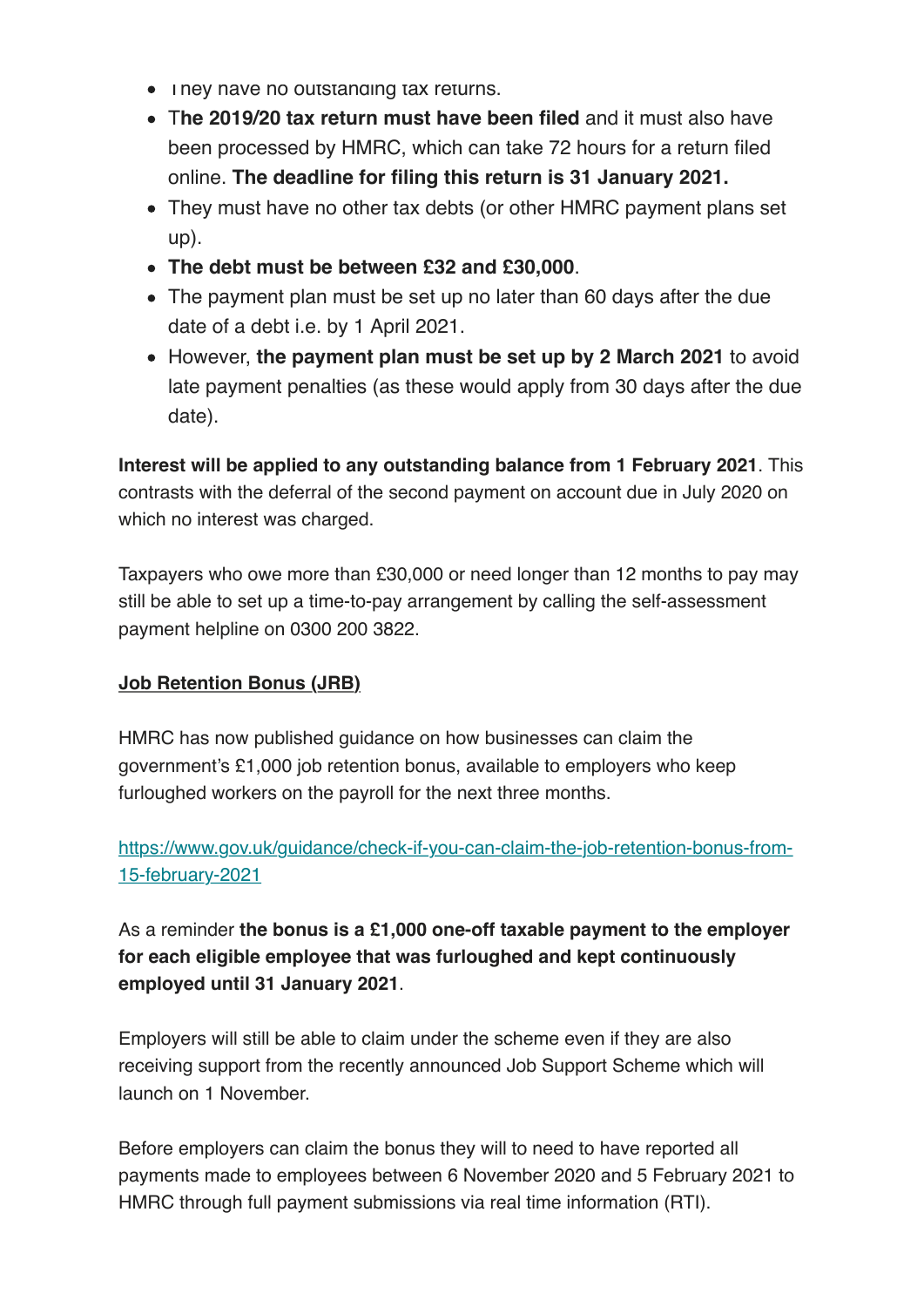- They have no outstanding tax returns.
- T**he 2019/20 tax return must have been filed** and it must also have been processed by HMRC, which can take 72 hours for a return filed online. **The deadline for filing this return is 31 January 2021.**
- They must have no other tax debts (or other HMRC payment plans set up).
- **The debt must be between £32 and £30,000**.
- The payment plan must be set up no later than 60 days after the due date of a debt i.e. by 1 April 2021.
- However, **the payment plan must be set up by 2 March 2021** to avoid late payment penalties (as these would apply from 30 days after the due date).

**Interest will be applied to any outstanding balance from 1 February 2021**. This contrasts with the deferral of the second payment on account due in July 2020 on which no interest was charged.

Taxpayers who owe more than £30,000 or need longer than 12 months to pay may still be able to set up a time-to-pay arrangement by calling the self-assessment payment helpline on 0300 200 3822.

**Job Retention Bonus (JRB)**

HMRC has now published guidance on how businesses can claim the government's £1,000 job retention bonus, available to employers who keep furloughed workers on the payroll for the next three months.

https://www.gov.uk/guidance/check-if-you-can-claim-the-job-retention-bonus-from-15-february-2021

As a reminder **the bonus is a £1,000 one-off taxable payment to the employer for each eligible employee that was furloughed and kept continuously employed until 31 January 2021**.

Employers will still be able to claim under the scheme even if they are also receiving support from the recently announced Job Support Scheme which will launch on 1 November.

Before employers can claim the bonus they will to need to have reported all payments made to employees between 6 November 2020 and 5 February 2021 to HMRC through full payment submissions via real time information (RTI).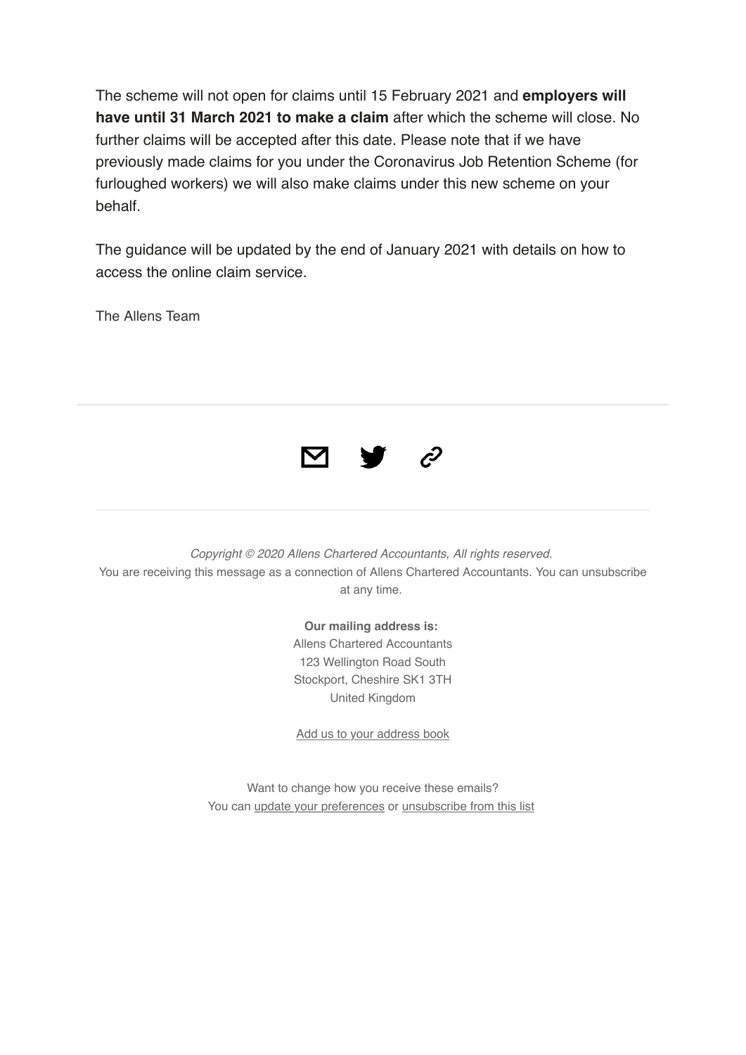The scheme will not open for claims until 15 February 2021 and **employers will have until 31 March 2021 to make a claim** after which the scheme will close. No further claims will be accepted after this date. Please note that if we have previously made claims for you under the Coronavirus Job Retention Scheme (for furloughed workers) we will also make claims under this new scheme on your behalf.

The guidance will be updated by the end of January 2021 with details on how to access the online claim service.

The Allens Team

---

*Copyright © 2020 Allens Chartered Accountants, All rights reserved.*
You are receiving this message as a connection of Allens Chartered Accountants. You can unsubscribe at any time.

**Our mailing address is:**
Allens Chartered Accountants
123 Wellington Road South
Stockport, Cheshire SK1 3TH
United Kingdom

Add us to your address book

Want to change how you receive these emails?
You can update your preferences or unsubscribe from this list